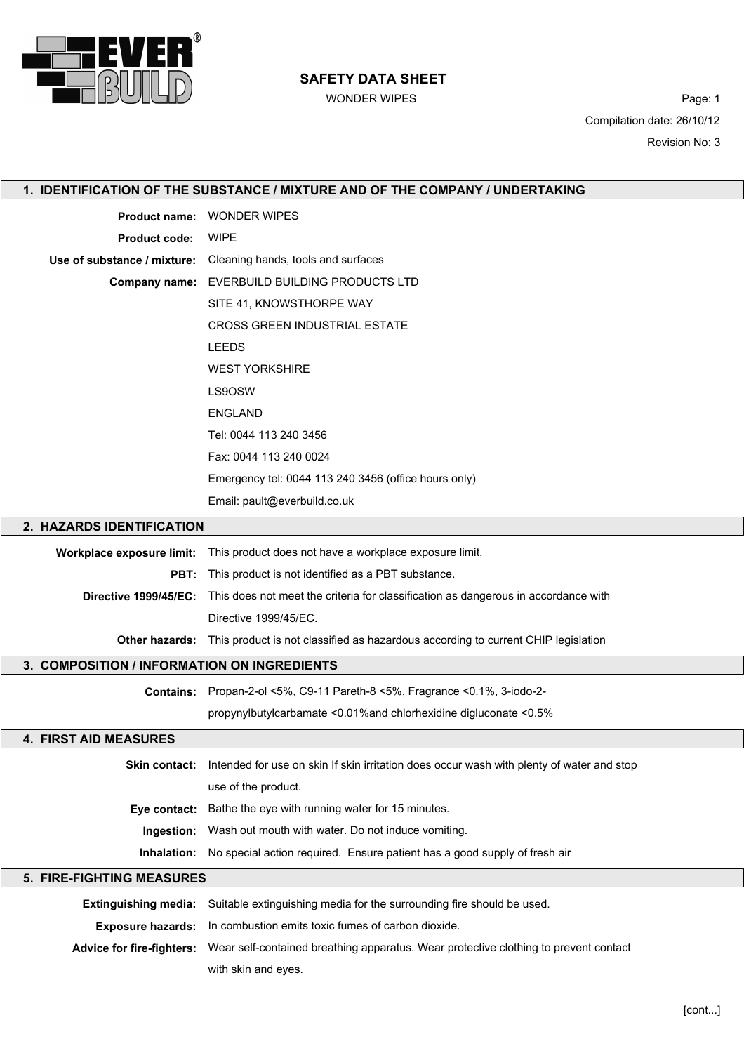# SAFETY DATA SHEET

WONDER WIPES

Compilation date: 26/10/12

Revision No: 3

## 1. IDENTIFICATION OF THE SUBSTANCE / MIXTURE AND OF THE COMPANY / UNDERTAKING

**Product name:** WONDER WIPES

**Product code:** WIPE

**Use of substance / mixture:** Cleaning hands, tools and surfaces

**Company name:** EVERBUILD BUILDING PRODUCTS LTD

SITE 41, KNOWSTHORPE WAY

CROSS GREEN INDUSTRIAL ESTATE

LEEDS

WEST YORKSHIRE

LS9OSW

ENGLAND

Tel: 0044 113 240 3456

Fax: 0044 113 240 0024

Emergency tel: 0044 113 240 3456 (office hours only)

Email: pault@everbuild.co.uk

## 2. HAZARDS IDENTIFICATION

**Workplace exposure limit:** This product does not have a workplace exposure limit.

**PBT:** This product is not identified as a PBT substance.

**Directive 1999/45/EC:** This does not meet the criteria for classification as dangerous in accordance with Directive 1999/45/EC.

**Other hazards:** This product is not classified as hazardous according to current CHIP legislation

## 3. COMPOSITION / INFORMATION ON INGREDIENTS

**Contains:** Propan-2-ol <5%, C9-11 Pareth-8 <5%, Fragrance <0.1%, 3-iodo-2-propynylbutylcarbamate <0.01%and chlorhexidine digluconate <0.5%

## 4. FIRST AID MEASURES

**Skin contact:** Intended for use on skin If skin irritation does occur wash with plenty of water and stop use of the product.

**Eye contact:** Bathe the eye with running water for 15 minutes.

**Ingestion:** Wash out mouth with water. Do not induce vomiting.

**Inhalation:** No special action required. Ensure patient has a good supply of fresh air

## 5. FIRE-FIGHTING MEASURES

**Extinguishing media:** Suitable extinguishing media for the surrounding fire should be used.

**Exposure hazards:** In combustion emits toxic fumes of carbon dioxide.

**Advice for fire-fighters:** Wear self-contained breathing apparatus. Wear protective clothing to prevent contact with skin and eyes.

[cont...]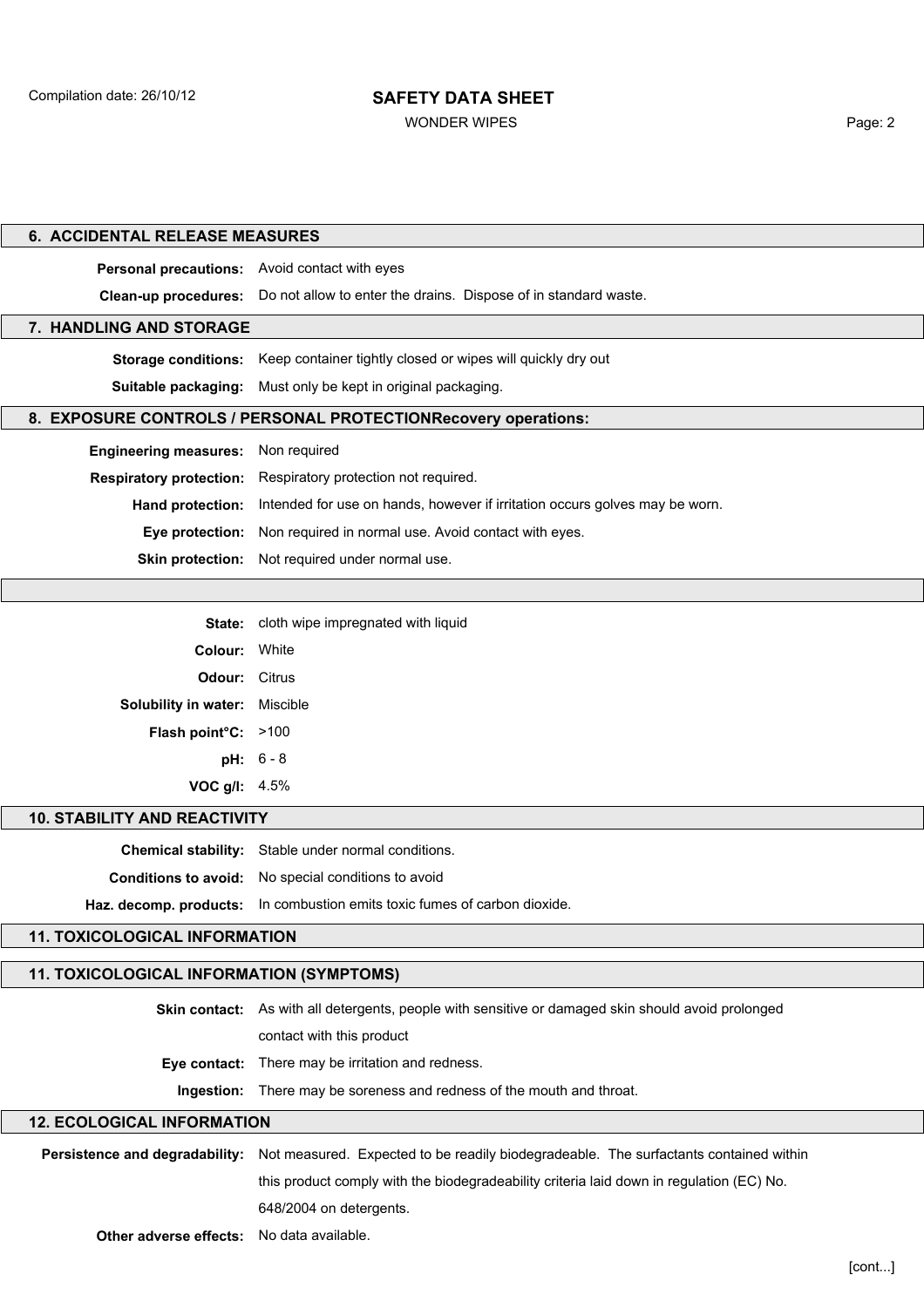## 6. ACCIDENTAL RELEASE MEASURES

**Personal precautions:** Avoid contact with eyes

**Clean-up procedures:** Do not allow to enter the drains. Dispose of in standard waste.

## 7. HANDLING AND STORAGE

**Storage conditions:** Keep container tightly closed or wipes will quickly dry out

**Suitable packaging:** Must only be kept in original packaging.

## 8. EXPOSURE CONTROLS / PERSONAL PROTECTIONRecovery operations:

**Engineering measures:** Non required

**Respiratory protection:** Respiratory protection not required.

**Hand protection:** Intended for use on hands, however if irritation occurs golves may be worn.

**Eye protection:** Non required in normal use. Avoid contact with eyes.

**Skin protection:** Not required under normal use.

**State:** cloth wipe impregnated with liquid

**Colour:** White

**Odour:** Citrus

**Solubility in water:** Miscible

**Flash point°C:** >100

**pH:** 6 - 8

**VOC g/l:** 4.5%

## 10. STABILITY AND REACTIVITY

**Chemical stability:** Stable under normal conditions.

**Conditions to avoid:** No special conditions to avoid

**Haz. decomp. products:** In combustion emits toxic fumes of carbon dioxide.

## 11. TOXICOLOGICAL INFORMATION

## 11. TOXICOLOGICAL INFORMATION (SYMPTOMS)

**Skin contact:** As with all detergents, people with sensitive or damaged skin should avoid prolonged contact with this product

**Eye contact:** There may be irritation and redness.

**Ingestion:** There may be soreness and redness of the mouth and throat.

## 12. ECOLOGICAL INFORMATION

**Persistence and degradability:** Not measured. Expected to be readily biodegradeable. The surfactants contained within this product comply with the biodegradeability criteria laid down in regulation (EC) No. 648/2004 on detergents.

**Other adverse effects:** No data available.

[cont...]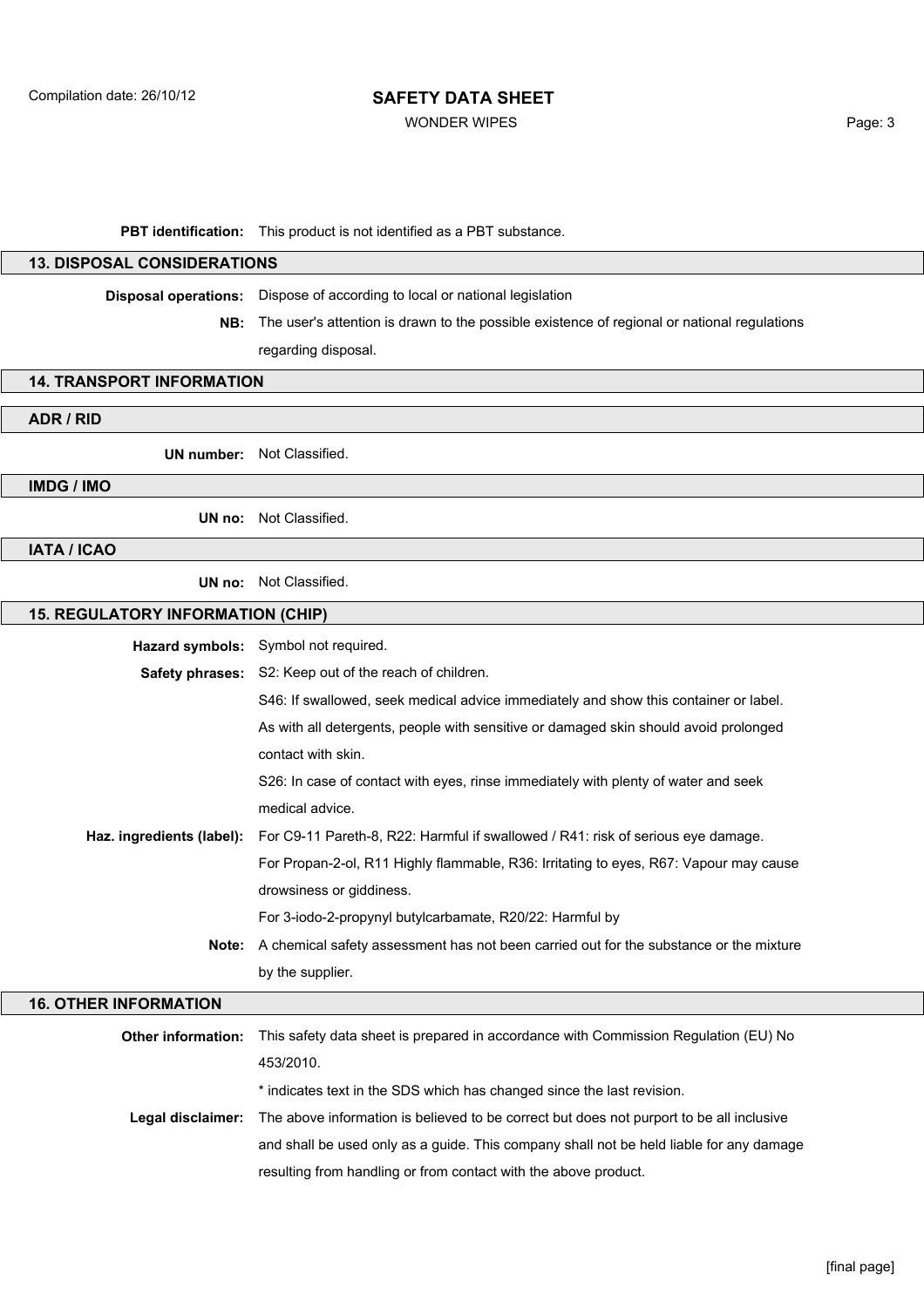**PBT identification:** This product is not identified as a PBT substance.

## 13. DISPOSAL CONSIDERATIONS

**Disposal operations:** Dispose of according to local or national legislation

**NB:** The user's attention is drawn to the possible existence of regional or national regulations regarding disposal.

## 14. TRANSPORT INFORMATION

### ADR / RID

**UN number:** Not Classified.

### IMDG / IMO

**UN no:** Not Classified.

### IATA / ICAO

**UN no:** Not Classified.

## 15. REGULATORY INFORMATION (CHIP)

**Hazard symbols:** Symbol not required.

**Safety phrases:** S2: Keep out of the reach of children.

S46: If swallowed, seek medical advice immediately and show this container or label.

As with all detergents, people with sensitive or damaged skin should avoid prolonged contact with skin.

S26: In case of contact with eyes, rinse immediately with plenty of water and seek medical advice.

**Haz. ingredients (label):** For C9-11 Pareth-8, R22: Harmful if swallowed / R41: risk of serious eye damage.

For Propan-2-ol, R11 Highly flammable, R36: Irritating to eyes, R67: Vapour may cause drowsiness or giddiness.

For 3-iodo-2-propynyl butylcarbamate, R20/22: Harmful by

**Note:** A chemical safety assessment has not been carried out for the substance or the mixture by the supplier.

## 16. OTHER INFORMATION

**Other information:** This safety data sheet is prepared in accordance with Commission Regulation (EU) No 453/2010.

* indicates text in the SDS which has changed since the last revision.

**Legal disclaimer:** The above information is believed to be correct but does not purport to be all inclusive and shall be used only as a guide. This company shall not be held liable for any damage resulting from handling or from contact with the above product.

[final page]